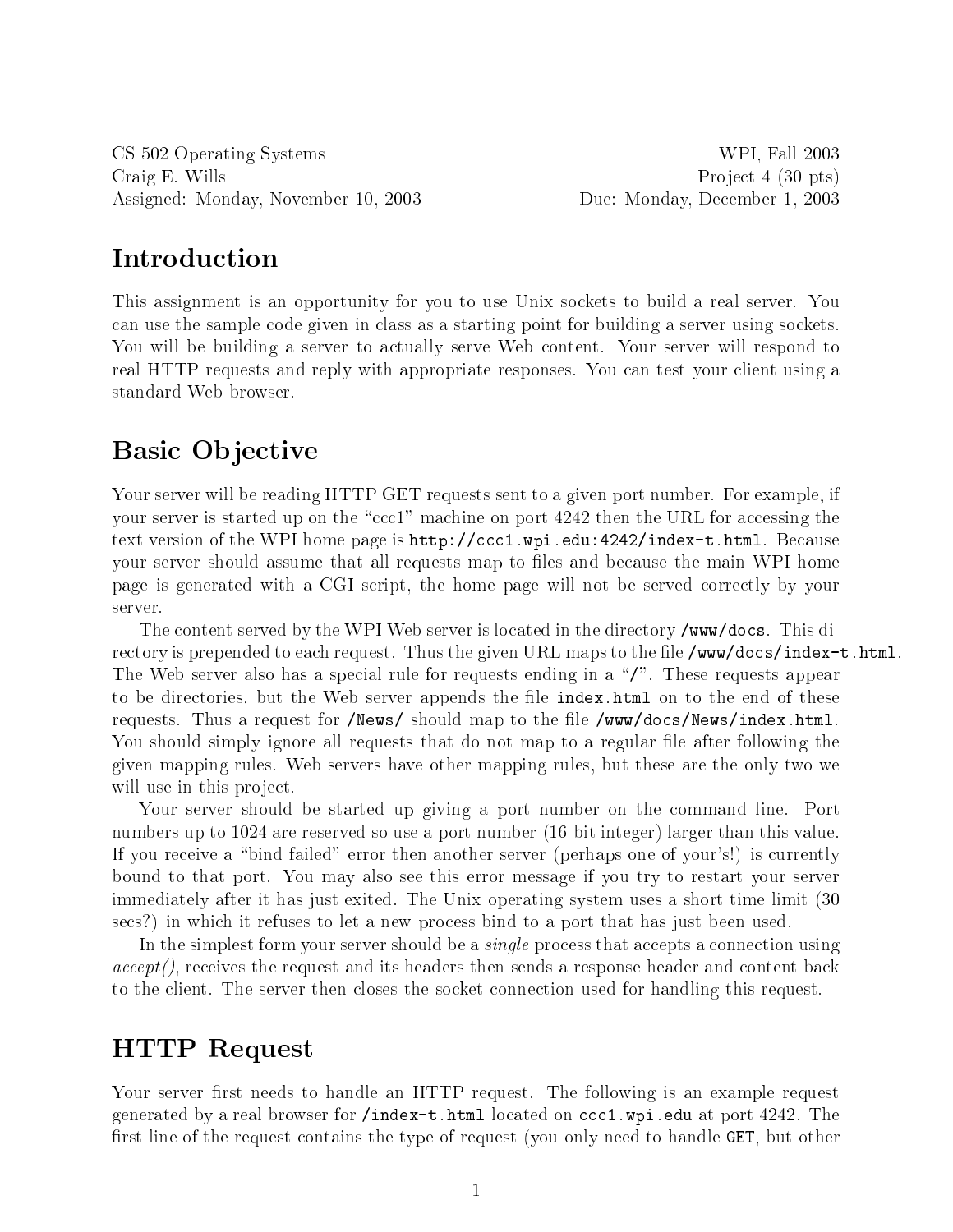CS 502 Operating Systems  
Craig E. Wills  
Assigned: Monday, November 10, 2003

WPI, Fall 2003  
Project 4 (30 pts)  
Due: Monday, December 1, 2003

## Introduction

This assignment is an opportunity for you to use Unix sockets to build a real server. You can use the sample code given in class as a starting point for building a server using sockets. You will be building a server to actually serve Web content. Your server will respond to real HTTP requests and reply with appropriate responses. You can test your client using a standard Web browser.

## Basic Objective

Your server will be reading HTTP GET requests sent to a given port number. For example, if your server is started up on the "ccc1" machine on port 4242 then the URL for accessing the text version of the WPI home page is `http://ccc1.wpi.edu:4242/index-t.html`. Because your server should assume that all requests map to files and because the main WPI home page is generated with a CGI script, the home page will not be served correctly by your server.

The content served by the WPI Web server is located in the directory `/www/docs`. This directory is prepended to each request. Thus the given URL maps to the file `/www/docs/index-t.html`. The Web server also has a special rule for requests ending in a "/". These requests appear to be directories, but the Web server appends the file `index.html` on to the end of these requests. Thus a request for `/News/` should map to the file `/www/docs/News/index.html`. You should simply ignore all requests that do not map to a regular file after following the given mapping rules. Web servers have other mapping rules, but these are the only two we will use in this project.

Your server should be started up giving a port number on the command line. Port numbers up to 1024 are reserved so use a port number (16-bit integer) larger than this value. If you receive a "bind failed" error then another server (perhaps one of your's!) is currently bound to that port. You may also see this error message if you try to restart your server immediately after it has just exited. The Unix operating system uses a short time limit (30 secs?) in which it refuses to let a new process bind to a port that has just been used.

In the simplest form your server should be a *single* process that accepts a connection using *accept()*, receives the request and its headers then sends a response header and content back to the client. The server then closes the socket connection used for handling this request.

## HTTP Request

Your server first needs to handle an HTTP request. The following is an example request generated by a real browser for `/index-t.html` located on `ccc1.wpi.edu` at port 4242. The first line of the request contains the type of request (you only need to handle `GET`, but other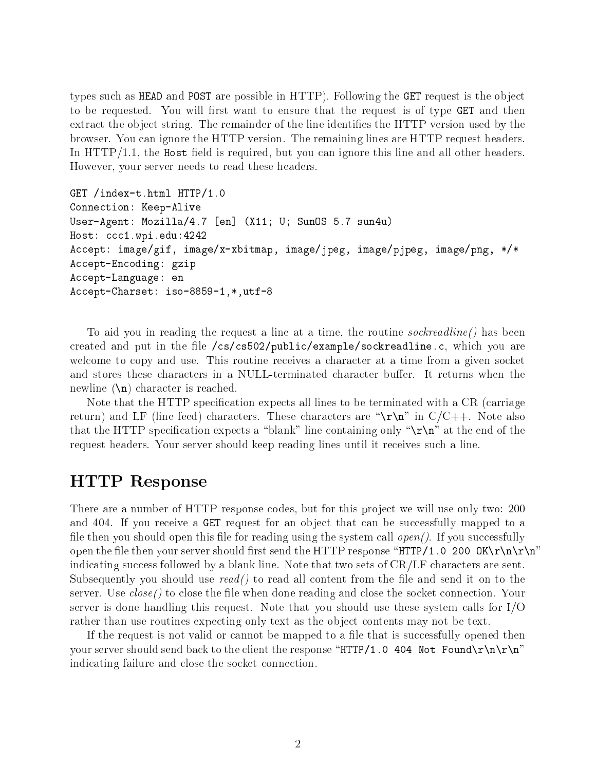types such as `HEAD` and `POST` are possible in HTTP). Following the `GET` request is the object to be requested. You will first want to ensure that the request is of type `GET` and then extract the object string. The remainder of the line identifies the HTTP version used by the browser. You can ignore the HTTP version. The remaining lines are HTTP request headers. In HTTP/1.1, the `Host` field is required, but you can ignore this line and all other headers. However, your server needs to read these headers.

```
GET /index-t.html HTTP/1.0
Connection: Keep-Alive
User-Agent: Mozilla/4.7 [en] (X11; U; SunOS 5.7 sun4u)
Host: ccc1.wpi.edu:4242
Accept: image/gif, image/x-xbitmap, image/jpeg, image/pjpeg, image/png, */*
Accept-Encoding: gzip
Accept-Language: en
Accept-Charset: iso-8859-1,*,utf-8
```

To aid you in reading the request a line at a time, the routine *sockreadline()* has been created and put in the file `/cs/cs502/public/example/sockreadline.c`, which you are welcome to copy and use. This routine receives a character at a time from a given socket and stores these characters in a NULL-terminated character buffer. It returns when the newline (`\n`) character is reached.

Note that the HTTP specification expects all lines to be terminated with a CR (carriage return) and LF (line feed) characters. These characters are "`\r\n`" in C/C++. Note also that the HTTP specification expects a "blank" line containing only "`\r\n`" at the end of the request headers. Your server should keep reading lines until it receives such a line.

## HTTP Response

There are a number of HTTP response codes, but for this project we will use only two: 200 and 404. If you receive a `GET` request for an object that can be successfully mapped to a file then you should open this file for reading using the system call *open()*. If you successfully open the file then your server should first send the HTTP response "`HTTP/1.0 200 OK\r\n\r\n`" indicating success followed by a blank line. Note that two sets of CR/LF characters are sent. Subsequently you should use *read()* to read all content from the file and send it on to the server. Use *close()* to close the file when done reading and close the socket connection. Your server is done handling this request. Note that you should use these system calls for I/O rather than use routines expecting only text as the object contents may not be text.

If the request is not valid or cannot be mapped to a file that is successfully opened then your server should send back to the client the response "`HTTP/1.0 404 Not Found\r\n\r\n`" indicating failure and close the socket connection.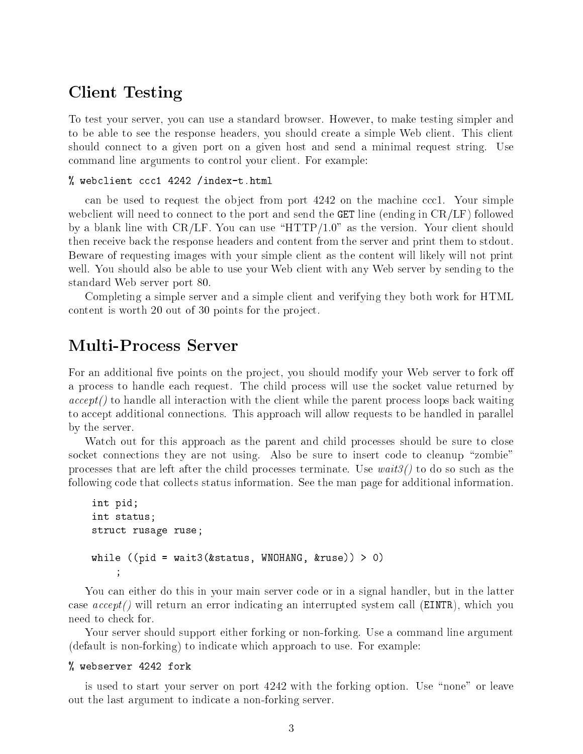## Client Testing

To test your server, you can use a standard browser. However, to make testing simpler and to be able to see the response headers, you should create a simple Web client. This client should connect to a given port on a given host and send a minimal request string. Use command line arguments to control your client. For example:

```
% webclient ccc1 4242 /index-t.html
```

can be used to request the object from port 4242 on the machine ccc1. Your simple webclient will need to connect to the port and send the `GET` line (ending in CR/LF) followed by a blank line with CR/LF. You can use "HTTP/1.0" as the version. Your client should then receive back the response headers and content from the server and print them to stdout. Beware of requesting images with your simple client as the content will likely will not print well. You should also be able to use your Web client with any Web server by sending to the standard Web server port 80.

Completing a simple server and a simple client and verifying they both work for HTML content is worth 20 out of 30 points for the project.

## Multi-Process Server

For an additional five points on the project, you should modify your Web server to fork off a process to handle each request. The child process will use the socket value returned by *accept()* to handle all interaction with the client while the parent process loops back waiting to accept additional connections. This approach will allow requests to be handled in parallel by the server.

Watch out for this approach as the parent and child processes should be sure to close socket connections they are not using. Also be sure to insert code to cleanup "zombie" processes that are left after the child processes terminate. Use *wait3()* to do so such as the following code that collects status information. See the man page for additional information.

```
int pid;
int status;
struct rusage ruse;

while ((pid = wait3(&status, WNOHANG, &ruse)) > 0)
    ;
```

You can either do this in your main server code or in a signal handler, but in the latter case *accept()* will return an error indicating an interrupted system call (`EINTR`), which you need to check for.

Your server should support either forking or non-forking. Use a command line argument (default is non-forking) to indicate which approach to use. For example:

```
% webserver 4242 fork
```

is used to start your server on port 4242 with the forking option. Use "none" or leave out the last argument to indicate a non-forking server.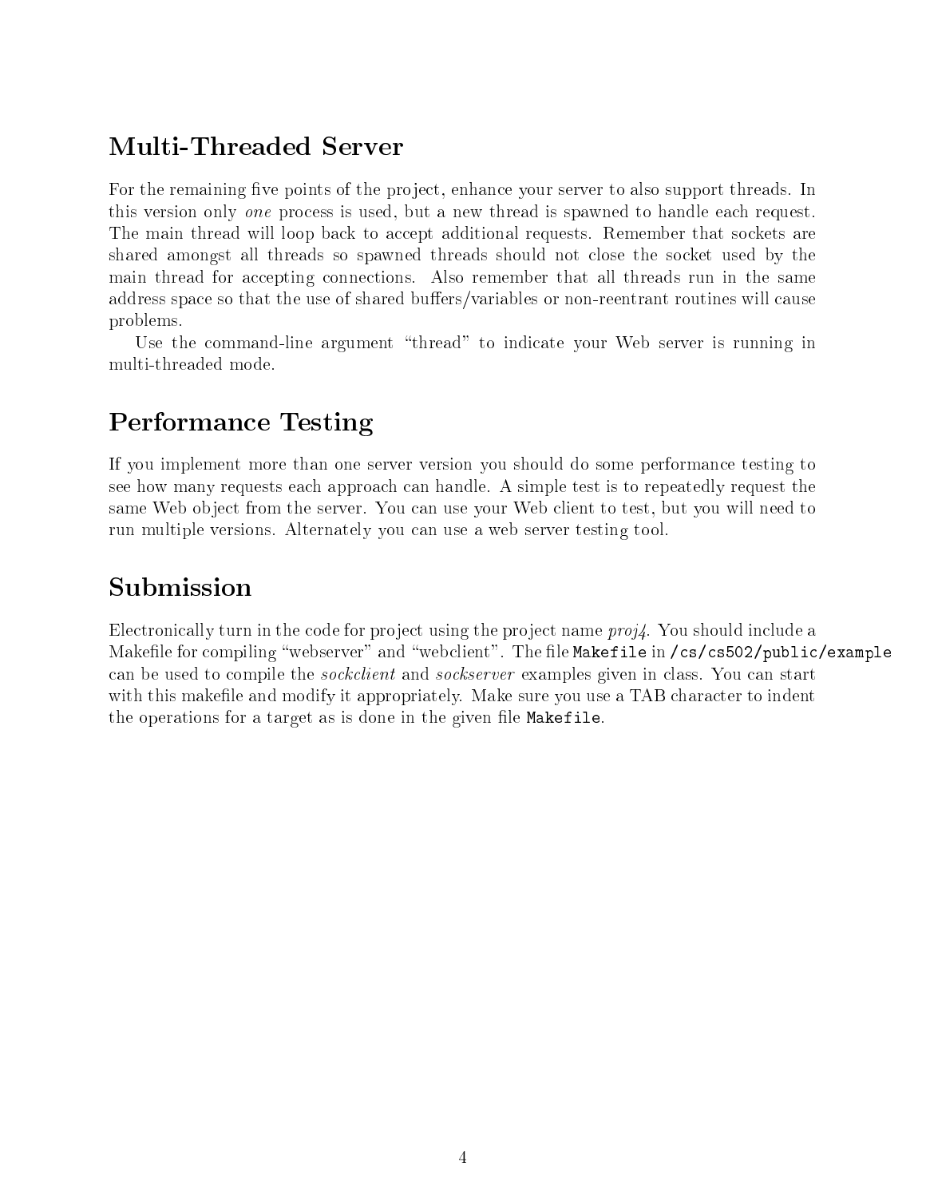## Multi-Threaded Server

For the remaining five points of the project, enhance your server to also support threads. In this version only *one* process is used, but a new thread is spawned to handle each request. The main thread will loop back to accept additional requests. Remember that sockets are shared amongst all threads so spawned threads should not close the socket used by the main thread for accepting connections. Also remember that all threads run in the same address space so that the use of shared buffers/variables or non-reentrant routines will cause problems.

Use the command-line argument "thread" to indicate your Web server is running in multi-threaded mode.

## Performance Testing

If you implement more than one server version you should do some performance testing to see how many requests each approach can handle. A simple test is to repeatedly request the same Web object from the server. You can use your Web client to test, but you will need to run multiple versions. Alternately you can use a web server testing tool.

## Submission

Electronically turn in the code for project using the project name *proj4*. You should include a Makefile for compiling "webserver" and "webclient". The file `Makefile` in `/cs/cs502/public/example` can be used to compile the *sockclient* and *sockserver* examples given in class. You can start with this makefile and modify it appropriately. Make sure you use a TAB character to indent the operations for a target as is done in the given file `Makefile`.